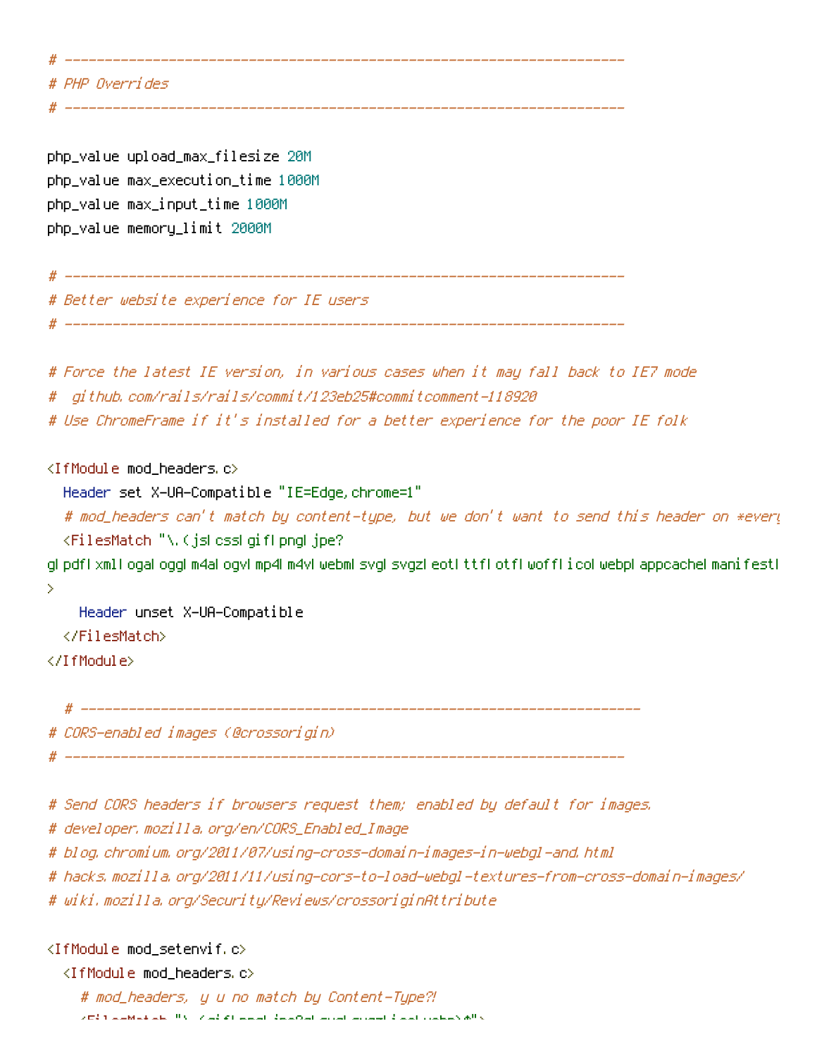```
# ----------------------------------------------------------------------
# PHP Overrides
# ----------------------------------------------------------------------

php_value upload_max_filesize 20M
php_value max_execution_time 1000M
php_value max_input_time 1000M
php_value memory_limit 2000M

# ----------------------------------------------------------------------
# Better website experience for IE users
# ----------------------------------------------------------------------

# Force the latest IE version, in various cases when it may fall back to IE7 mode
#  github.com/rails/rails/commit/123eb25#commitcomment-118920
# Use ChromeFrame if it's installed for a better experience for the poor IE folk

<IfModule mod_headers.c>
  Header set X-UA-Compatible "IE=Edge,chrome=1"
  # mod_headers can't match by content-type, but we don't want to send this header on *every
  <FilesMatch "\.(js|css|gif|png|jpe?
g|pdf|xml|oga|ogg|m4a|ogv|mp4|m4v|webm|svg|svgz|eot|ttf|otf|woff|ico|webp|appcache|manifest|
>
    Header unset X-UA-Compatible
  </FilesMatch>
</IfModule>

  # ----------------------------------------------------------------------
# CORS-enabled images (@crossorigin)
# ----------------------------------------------------------------------

# Send CORS headers if browsers request them; enabled by default for images.
# developer.mozilla.org/en/CORS_Enabled_Image
# blog.chromium.org/2011/07/using-cross-domain-images-in-webgl-and.html
# hacks.mozilla.org/2011/11/using-cors-to-load-webgl-textures-from-cross-domain-images/
# wiki.mozilla.org/Security/Reviews/crossoriginAttribute

<IfModule mod_setenvif.c>
  <IfModule mod_headers.c>
    # mod_headers, y u no match by Content-Type?!
```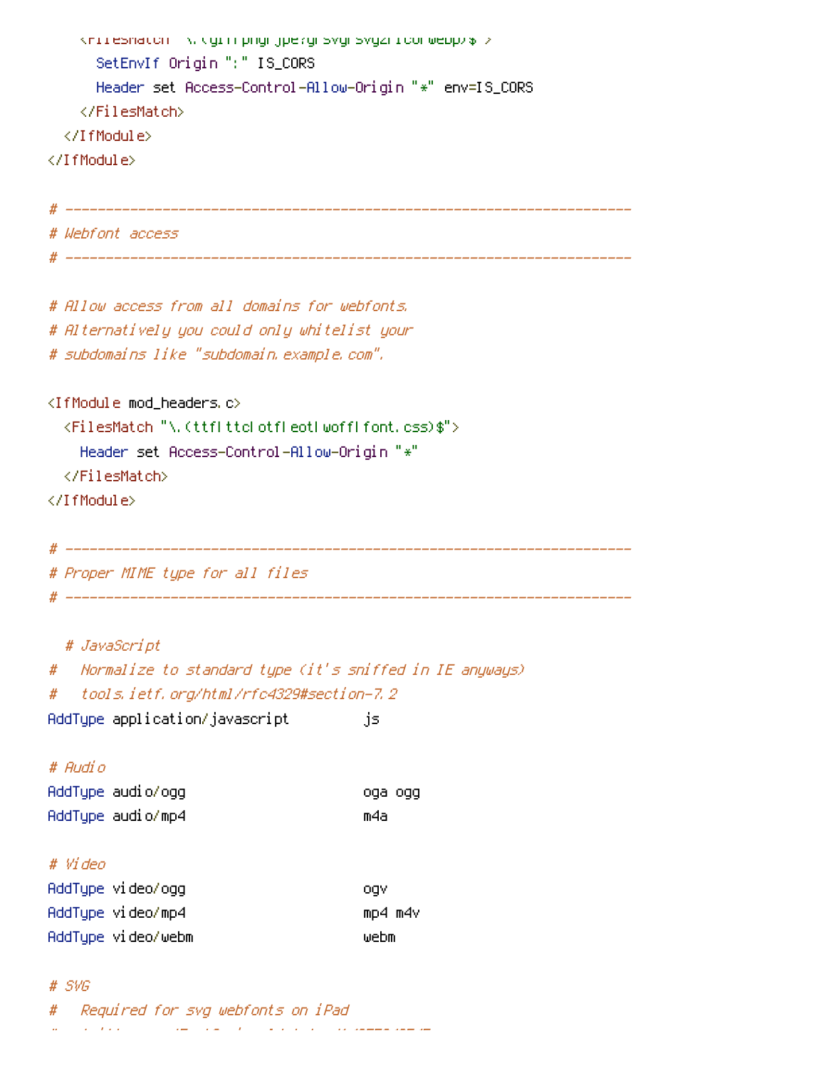```
    <FilesMatch "\.(gif|png|jpe?g|svg|svgz|ico|webp)$">
      SetEnvIf Origin ":" IS_CORS
      Header set Access-Control-Allow-Origin "*" env=IS_CORS
    </FilesMatch>
  </IfModule>
</IfModule>

# ----------------------------------------------------------------------
# Webfont access
# ----------------------------------------------------------------------

# Allow access from all domains for webfonts.
# Alternatively you could only whitelist your
# subdomains like "subdomain.example.com".

<IfModule mod_headers.c>
  <FilesMatch "\.(ttf|ttc|otf|eot|woff|font.css)$">
    Header set Access-Control-Allow-Origin "*"
  </FilesMatch>
</IfModule>

# ----------------------------------------------------------------------
# Proper MIME type for all files
# ----------------------------------------------------------------------

  # JavaScript
#   Normalize to standard type (it's sniffed in IE anyways)
#   tools.ietf.org/html/rfc4329#section-7.2
AddType application/javascript         js

# Audio
AddType audio/ogg                      oga ogg
AddType audio/mp4                      m4a

# Video
AddType video/ogg                      ogv
AddType video/mp4                      mp4 m4v
AddType video/webm                     webm

# SVG
#   Required for svg webfonts on iPad
```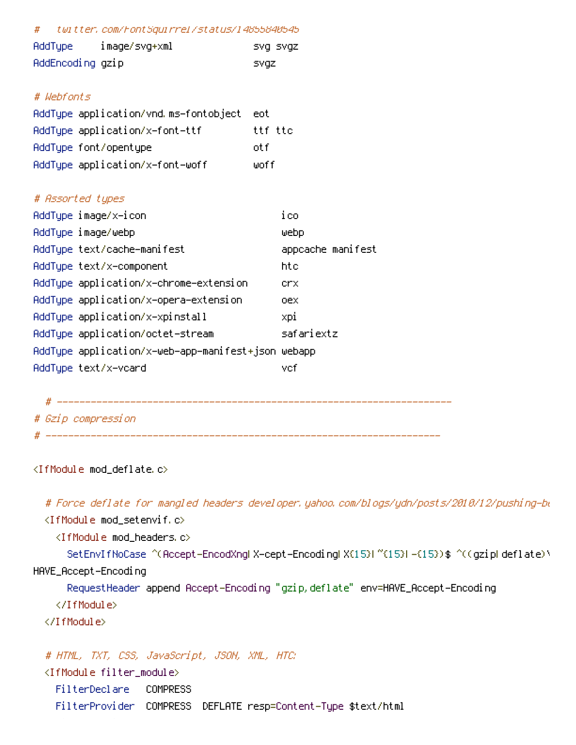```
#   twitter.com/FontSquirrel/status/14855840545
AddType     image/svg+xml              svg svgz
AddEncoding gzip                       svgz

# Webfonts
AddType application/vnd.ms-fontobject  eot
AddType application/x-font-ttf         ttf ttc
AddType font/opentype                  otf
AddType application/x-font-woff        woff

# Assorted types
AddType image/x-icon                        ico
AddType image/webp                          webp
AddType text/cache-manifest                 appcache manifest
AddType text/x-component                    htc
AddType application/x-chrome-extension      crx
AddType application/x-opera-extension       oex
AddType application/x-xpinstall             xpi
AddType application/octet-stream            safariextz
AddType application/x-web-app-manifest+json webapp
AddType text/x-vcard                        vcf

  # ----------------------------------------------------------------------
# Gzip compression
# ----------------------------------------------------------------------

<IfModule mod_deflate.c>

  # Force deflate for mangled headers developer.yahoo.com/blogs/ydn/posts/2010/12/pushing-be
  <IfModule mod_setenvif.c>
    <IfModule mod_headers.c>
      SetEnvIfNoCase ^(Accept-EncodXng|X-cept-Encoding|X{15}|~{15}|-{15})$ ^((gzip|deflate)\
HAVE_Accept-Encoding
      RequestHeader append Accept-Encoding "gzip,deflate" env=HAVE_Accept-Encoding
    </IfModule>
  </IfModule>

  # HTML, TXT, CSS, JavaScript, JSON, XML, HTC:
  <IfModule filter_module>
    FilterDeclare   COMPRESS
    FilterProvider  COMPRESS  DEFLATE resp=Content-Type $text/html
```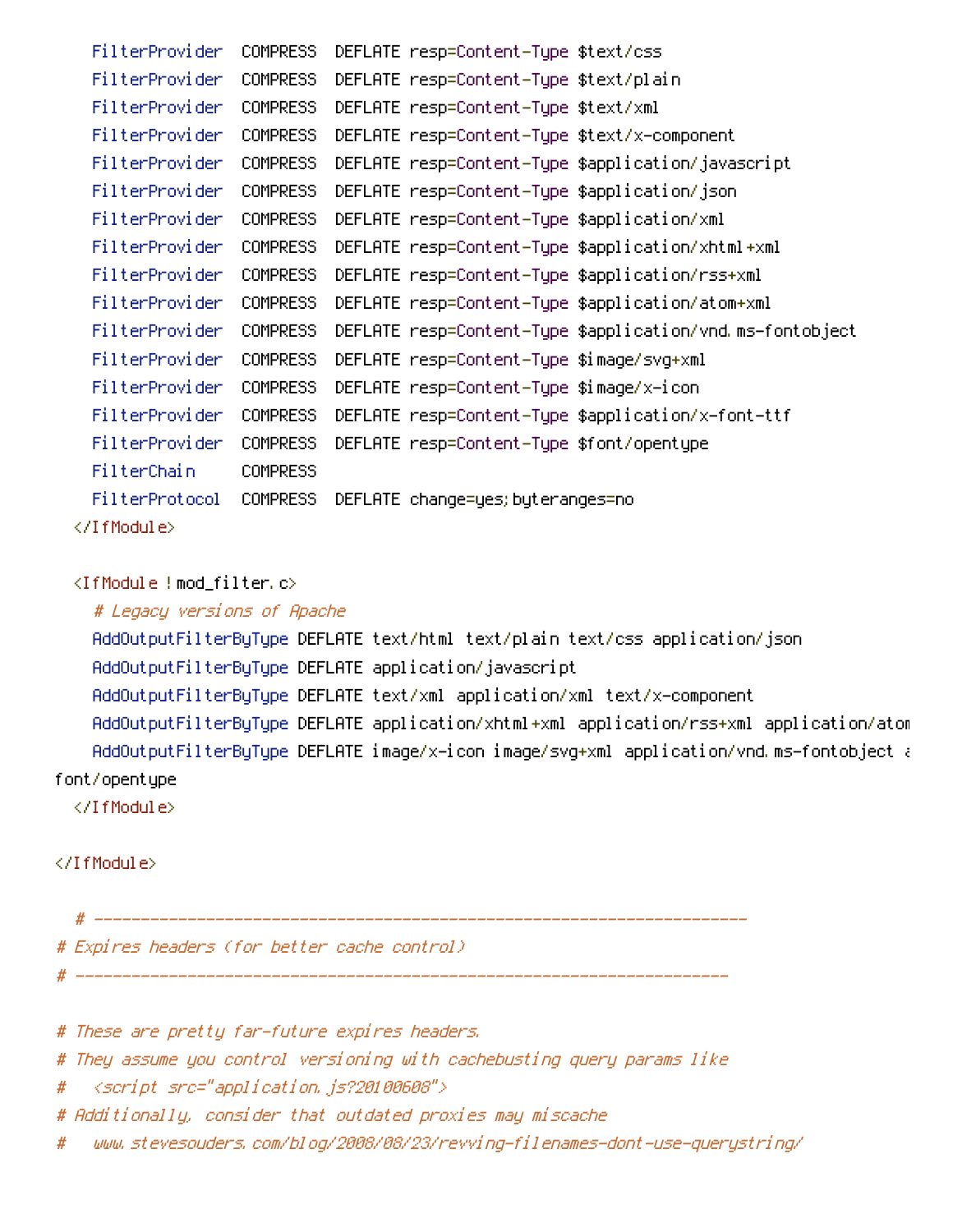```
    FilterProvider  COMPRESS  DEFLATE resp=Content-Type $text/css
    FilterProvider  COMPRESS  DEFLATE resp=Content-Type $text/plain
    FilterProvider  COMPRESS  DEFLATE resp=Content-Type $text/xml
    FilterProvider  COMPRESS  DEFLATE resp=Content-Type $text/x-component
    FilterProvider  COMPRESS  DEFLATE resp=Content-Type $application/javascript
    FilterProvider  COMPRESS  DEFLATE resp=Content-Type $application/json
    FilterProvider  COMPRESS  DEFLATE resp=Content-Type $application/xml
    FilterProvider  COMPRESS  DEFLATE resp=Content-Type $application/xhtml+xml
    FilterProvider  COMPRESS  DEFLATE resp=Content-Type $application/rss+xml
    FilterProvider  COMPRESS  DEFLATE resp=Content-Type $application/atom+xml
    FilterProvider  COMPRESS  DEFLATE resp=Content-Type $application/vnd.ms-fontobject
    FilterProvider  COMPRESS  DEFLATE resp=Content-Type $image/svg+xml
    FilterProvider  COMPRESS  DEFLATE resp=Content-Type $image/x-icon
    FilterProvider  COMPRESS  DEFLATE resp=Content-Type $application/x-font-ttf
    FilterProvider  COMPRESS  DEFLATE resp=Content-Type $font/opentype
    FilterChain     COMPRESS
    FilterProtocol  COMPRESS  DEFLATE change=yes;byteranges=no
  </IfModule>

  <IfModule !mod_filter.c>
    # Legacy versions of Apache
    AddOutputFilterByType DEFLATE text/html text/plain text/css application/json
    AddOutputFilterByType DEFLATE application/javascript
    AddOutputFilterByType DEFLATE text/xml application/xml text/x-component
    AddOutputFilterByType DEFLATE application/xhtml+xml application/rss+xml application/atom
    AddOutputFilterByType DEFLATE image/x-icon image/svg+xml application/vnd.ms-fontobject a
font/opentype
  </IfModule>

</IfModule>

  # ----------------------------------------------------------------------
# Expires headers (for better cache control)
# ----------------------------------------------------------------------

# These are pretty far-future expires headers.
# They assume you control versioning with cachebusting query params like
#   <script src="application.js?20100608">
# Additionally, consider that outdated proxies may miscache
#   www.stevesouders.com/blog/2008/08/23/revving-filenames-dont-use-querystring/
```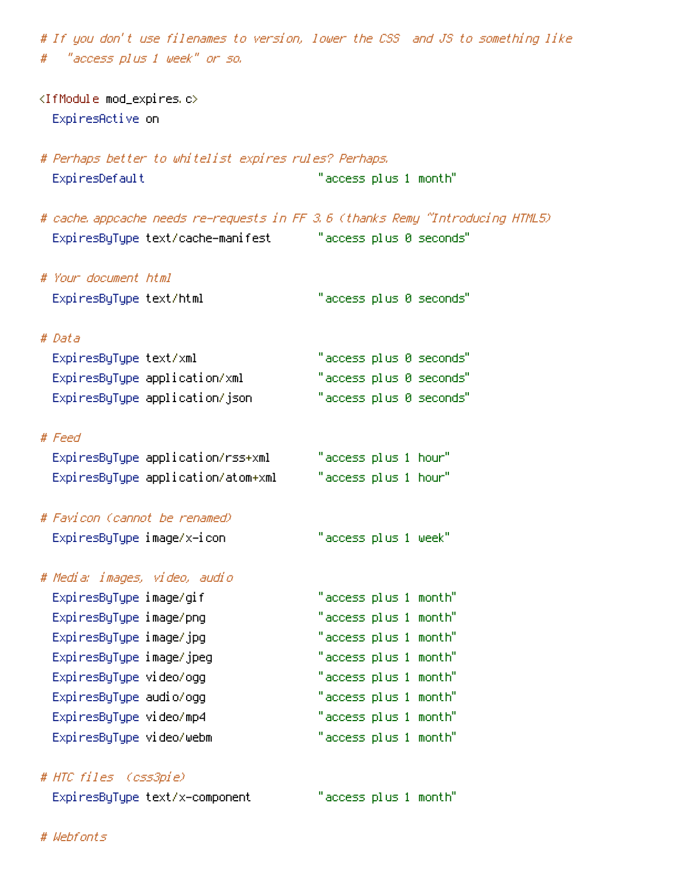```
# If you don't use filenames to version, lower the CSS  and JS to something like
#   "access plus 1 week" or so.

<IfModule mod_expires.c>
  ExpiresActive on

# Perhaps better to whitelist expires rules? Perhaps.
  ExpiresDefault                          "access plus 1 month"

# cache.appcache needs re-requests in FF 3.6 (thanks Remy ~Introducing HTML5)
  ExpiresByType text/cache-manifest       "access plus 0 seconds"

# Your document html
  ExpiresByType text/html                 "access plus 0 seconds"

# Data
  ExpiresByType text/xml                  "access plus 0 seconds"
  ExpiresByType application/xml           "access plus 0 seconds"
  ExpiresByType application/json          "access plus 0 seconds"

# Feed
  ExpiresByType application/rss+xml       "access plus 1 hour"
  ExpiresByType application/atom+xml      "access plus 1 hour"

# Favicon (cannot be renamed)
  ExpiresByType image/x-icon              "access plus 1 week"

# Media: images, video, audio
  ExpiresByType image/gif                 "access plus 1 month"
  ExpiresByType image/png                 "access plus 1 month"
  ExpiresByType image/jpg                 "access plus 1 month"
  ExpiresByType image/jpeg                "access plus 1 month"
  ExpiresByType video/ogg                 "access plus 1 month"
  ExpiresByType audio/ogg                 "access plus 1 month"
  ExpiresByType video/mp4                 "access plus 1 month"
  ExpiresByType video/webm                "access plus 1 month"

# HTC files  (css3pie)
  ExpiresByType text/x-component          "access plus 1 month"

# Webfonts
```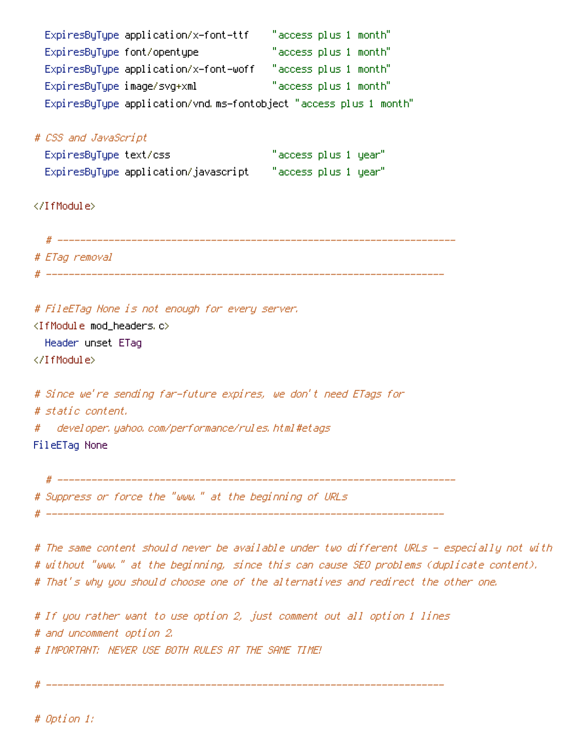```
  ExpiresByType application/x-font-ttf    "access plus 1 month"
  ExpiresByType font/opentype             "access plus 1 month"
  ExpiresByType application/x-font-woff   "access plus 1 month"
  ExpiresByType image/svg+xml             "access plus 1 month"
  ExpiresByType application/vnd.ms-fontobject "access plus 1 month"

# CSS and JavaScript
  ExpiresByType text/css                  "access plus 1 year"
  ExpiresByType application/javascript    "access plus 1 year"

</IfModule>

  # ----------------------------------------------------------------------
# ETag removal
# ----------------------------------------------------------------------

# FileETag None is not enough for every server.
<IfModule mod_headers.c>
  Header unset ETag
</IfModule>

# Since we're sending far-future expires, we don't need ETags for
# static content.
#   developer.yahoo.com/performance/rules.html#etags
FileETag None

  # ----------------------------------------------------------------------
# Suppress or force the "www." at the beginning of URLs
# ----------------------------------------------------------------------

# The same content should never be available under two different URLs - especially not with
# without "www." at the beginning, since this can cause SEO problems (duplicate content).
# That's why you should choose one of the alternatives and redirect the other one.

# If you rather want to use option 2, just comment out all option 1 lines
# and uncomment option 2.
# IMPORTANT: NEVER USE BOTH RULES AT THE SAME TIME!

# ----------------------------------------------------------------------

# Option 1:
```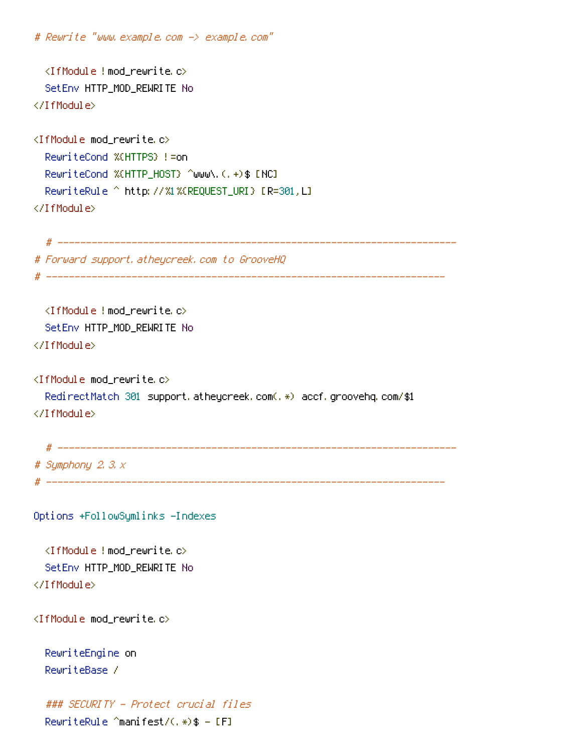```
# Rewrite "www.example.com -> example.com"

  <IfModule !mod_rewrite.c>
  SetEnv HTTP_MOD_REWRITE No
</IfModule>

<IfModule mod_rewrite.c>
  RewriteCond %{HTTPS} !=on
  RewriteCond %{HTTP_HOST} ^www\.(.+)$ [NC]
  RewriteRule ^ http://%1%{REQUEST_URI} [R=301,L]
</IfModule>

  # ----------------------------------------------------------------------
# Forward support.atheycreek.com to GrooveHQ
# ----------------------------------------------------------------------

  <IfModule !mod_rewrite.c>
  SetEnv HTTP_MOD_REWRITE No
</IfModule>

<IfModule mod_rewrite.c>
  RedirectMatch 301 support.atheycreek.com(.*) accf.groovehq.com/$1
</IfModule>

  # ----------------------------------------------------------------------
# Symphony 2.3.x
# ----------------------------------------------------------------------

Options +FollowSymlinks -Indexes

  <IfModule !mod_rewrite.c>
  SetEnv HTTP_MOD_REWRITE No
</IfModule>

<IfModule mod_rewrite.c>

  RewriteEngine on
  RewriteBase /

  ### SECURITY - Protect crucial files
  RewriteRule ^manifest/(.*)$ - [F]
```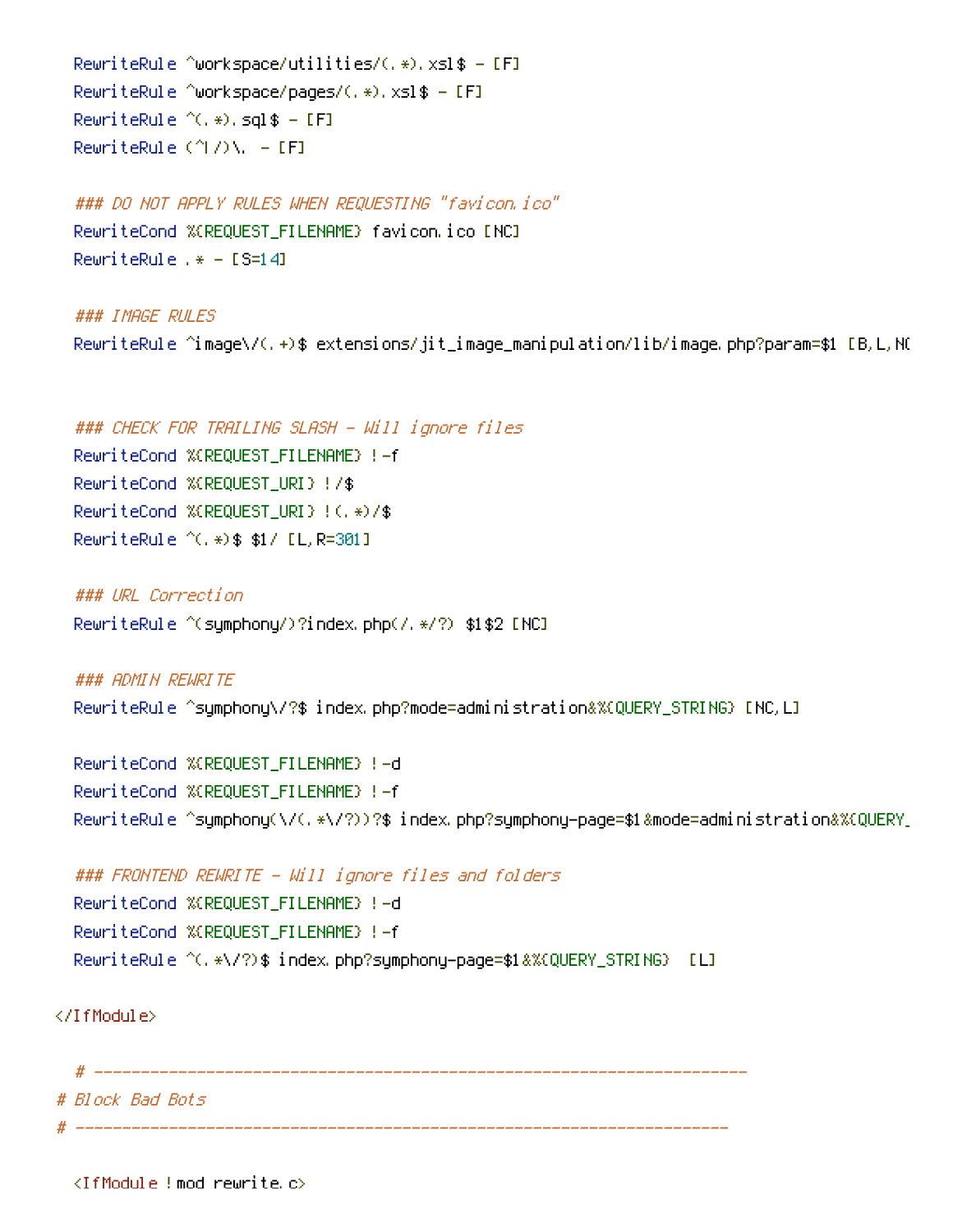```
    RewriteRule ^workspace/utilities/(.*).xsl$ - [F]
    RewriteRule ^workspace/pages/(.*).xsl$ - [F]
    RewriteRule ^(.*).sql$ - [F]
    RewriteRule (^|/)\. - [F]

    ### DO NOT APPLY RULES WHEN REQUESTING "favicon.ico"
    RewriteCond %{REQUEST_FILENAME} favicon.ico [NC]
    RewriteRule .* - [S=14]

    ### IMAGE RULES
    RewriteRule ^image\/(.+)$ extensions/jit_image_manipulation/lib/image.php?param=$1 [B,L,NC


    ### CHECK FOR TRAILING SLASH - Will ignore files
    RewriteCond %{REQUEST_FILENAME} !-f
    RewriteCond %{REQUEST_URI} !/$
    RewriteCond %{REQUEST_URI} !(.*)/$
    RewriteRule ^(.*)$ $1/ [L,R=301]

    ### URL Correction
    RewriteRule ^(symphony/)?index.php(/.*/?) $1$2 [NC]

    ### ADMIN REWRITE
    RewriteRule ^symphony\/?$ index.php?mode=administration&%{QUERY_STRING} [NC,L]

    RewriteCond %{REQUEST_FILENAME} !-d
    RewriteCond %{REQUEST_FILENAME} !-f
    RewriteRule ^symphony(\/(.*\/?))?$ index.php?symphony-page=$1&mode=administration&%{QUERY_

    ### FRONTEND REWRITE - Will ignore files and folders
    RewriteCond %{REQUEST_FILENAME} !-d
    RewriteCond %{REQUEST_FILENAME} !-f
    RewriteRule ^(.*\/?)$ index.php?symphony-page=$1&%{QUERY_STRING}  [L]

</IfModule>

    # ----------------------------------------------------------------------
# Block Bad Bots
# ----------------------------------------------------------------------

    <IfModule !mod_rewrite.c>
```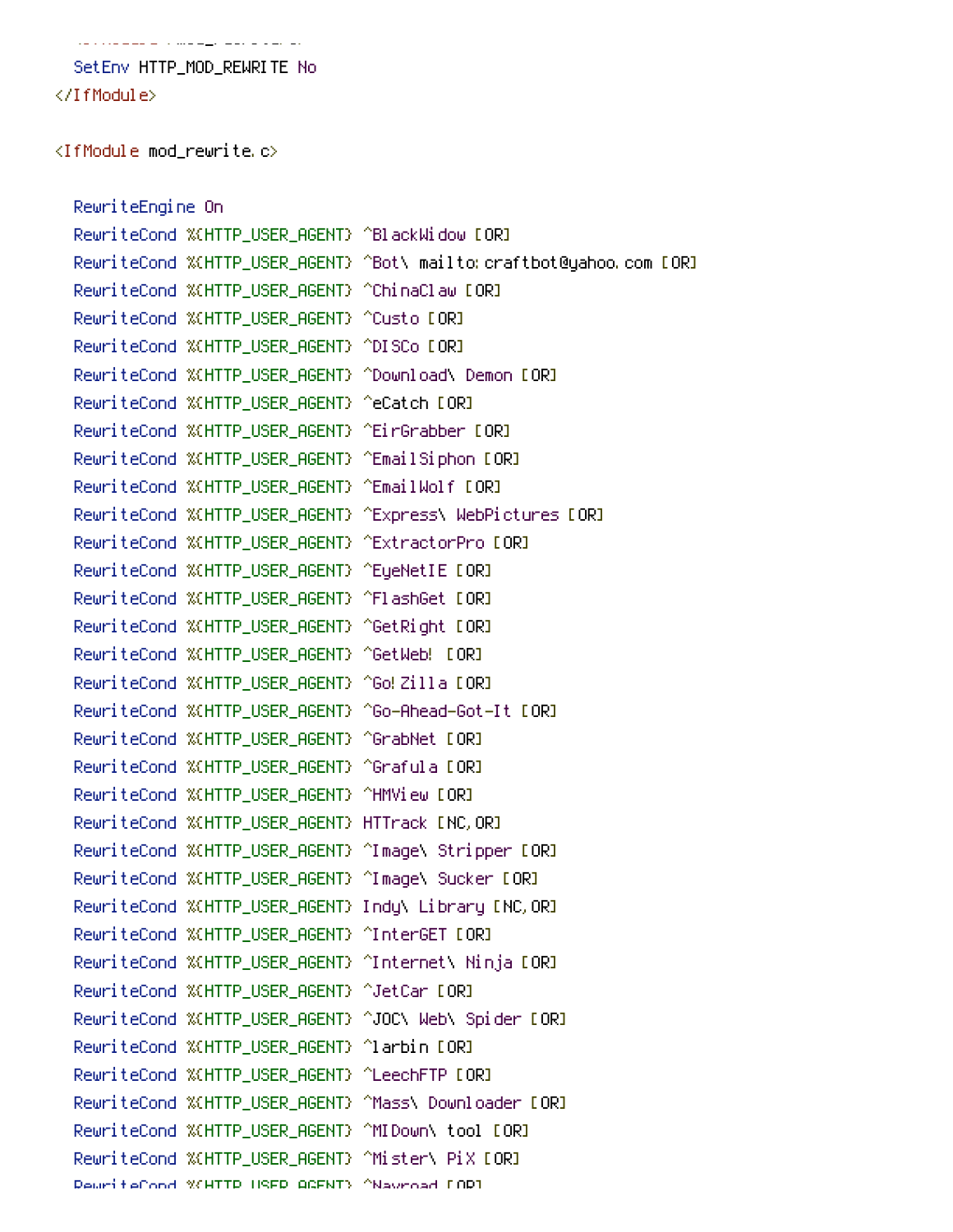```
    SetEnv HTTP_MOD_REWRITE No
</IfModule>

<IfModule mod_rewrite.c>

    RewriteEngine On
    RewriteCond %{HTTP_USER_AGENT} ^BlackWidow [OR]
    RewriteCond %{HTTP_USER_AGENT} ^Bot\ mailto:craftbot@yahoo.com [OR]
    RewriteCond %{HTTP_USER_AGENT} ^ChinaClaw [OR]
    RewriteCond %{HTTP_USER_AGENT} ^Custo [OR]
    RewriteCond %{HTTP_USER_AGENT} ^DISCo [OR]
    RewriteCond %{HTTP_USER_AGENT} ^Download\ Demon [OR]
    RewriteCond %{HTTP_USER_AGENT} ^eCatch [OR]
    RewriteCond %{HTTP_USER_AGENT} ^EirGrabber [OR]
    RewriteCond %{HTTP_USER_AGENT} ^EmailSiphon [OR]
    RewriteCond %{HTTP_USER_AGENT} ^EmailWolf [OR]
    RewriteCond %{HTTP_USER_AGENT} ^Express\ WebPictures [OR]
    RewriteCond %{HTTP_USER_AGENT} ^ExtractorPro [OR]
    RewriteCond %{HTTP_USER_AGENT} ^EyeNetIE [OR]
    RewriteCond %{HTTP_USER_AGENT} ^FlashGet [OR]
    RewriteCond %{HTTP_USER_AGENT} ^GetRight [OR]
    RewriteCond %{HTTP_USER_AGENT} ^GetWeb! [OR]
    RewriteCond %{HTTP_USER_AGENT} ^Go!Zilla [OR]
    RewriteCond %{HTTP_USER_AGENT} ^Go-Ahead-Got-It [OR]
    RewriteCond %{HTTP_USER_AGENT} ^GrabNet [OR]
    RewriteCond %{HTTP_USER_AGENT} ^Grafula [OR]
    RewriteCond %{HTTP_USER_AGENT} ^HMView [OR]
    RewriteCond %{HTTP_USER_AGENT} HTTrack [NC,OR]
    RewriteCond %{HTTP_USER_AGENT} ^Image\ Stripper [OR]
    RewriteCond %{HTTP_USER_AGENT} ^Image\ Sucker [OR]
    RewriteCond %{HTTP_USER_AGENT} Indy\ Library [NC,OR]
    RewriteCond %{HTTP_USER_AGENT} ^InterGET [OR]
    RewriteCond %{HTTP_USER_AGENT} ^Internet\ Ninja [OR]
    RewriteCond %{HTTP_USER_AGENT} ^JetCar [OR]
    RewriteCond %{HTTP_USER_AGENT} ^JOC\ Web\ Spider [OR]
    RewriteCond %{HTTP_USER_AGENT} ^larbin [OR]
    RewriteCond %{HTTP_USER_AGENT} ^LeechFTP [OR]
    RewriteCond %{HTTP_USER_AGENT} ^Mass\ Downloader [OR]
    RewriteCond %{HTTP_USER_AGENT} ^MIDown\ tool [OR]
    RewriteCond %{HTTP_USER_AGENT} ^Mister\ PiX [OR]
    RewriteCond %{HTTP_USER_AGENT} ^Navroad [OR]
```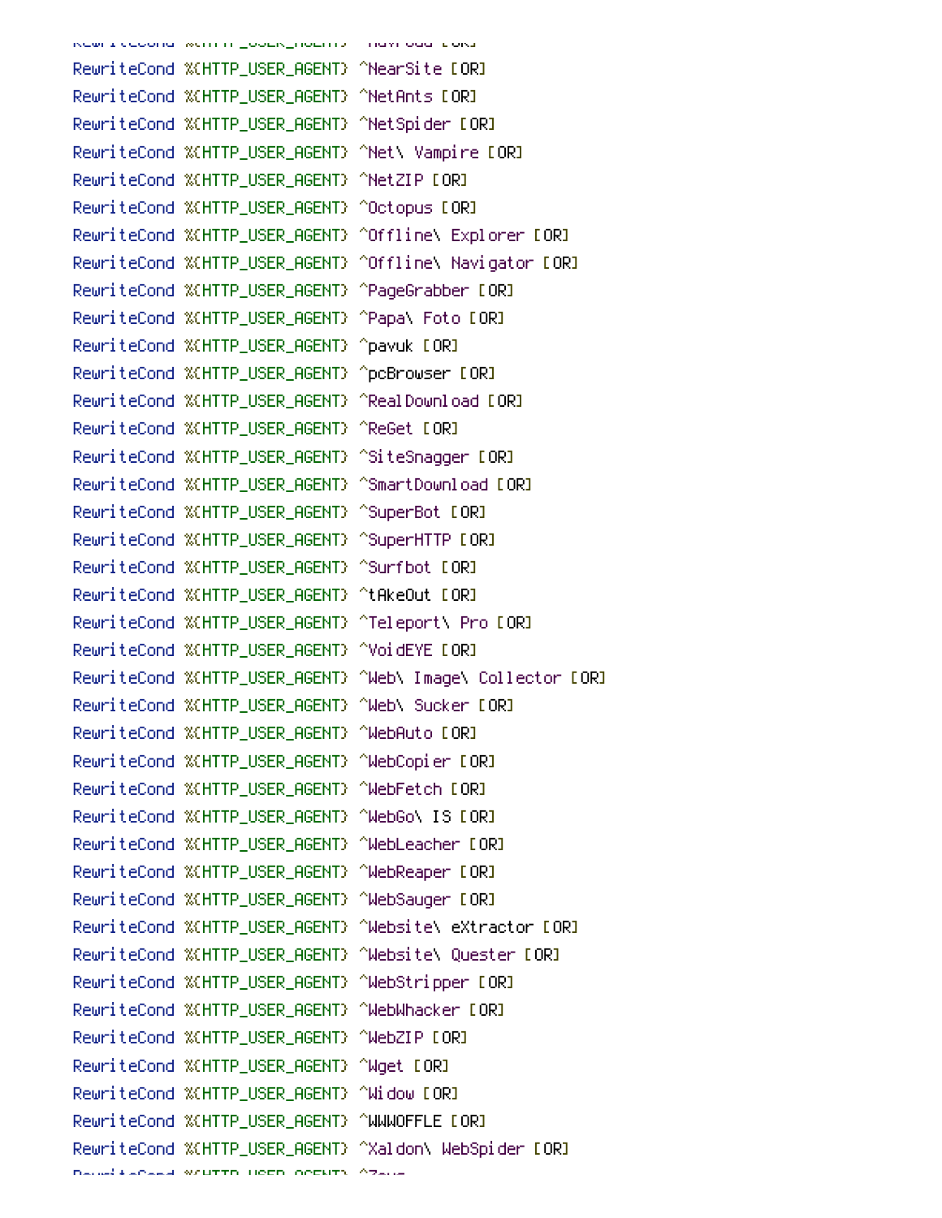```
RewriteCond %{HTTP_USER_AGENT} ^NearSite [OR]
RewriteCond %{HTTP_USER_AGENT} ^NetAnts [OR]
RewriteCond %{HTTP_USER_AGENT} ^NetSpider [OR]
RewriteCond %{HTTP_USER_AGENT} ^Net\ Vampire [OR]
RewriteCond %{HTTP_USER_AGENT} ^NetZIP [OR]
RewriteCond %{HTTP_USER_AGENT} ^Octopus [OR]
RewriteCond %{HTTP_USER_AGENT} ^Offline\ Explorer [OR]
RewriteCond %{HTTP_USER_AGENT} ^Offline\ Navigator [OR]
RewriteCond %{HTTP_USER_AGENT} ^PageGrabber [OR]
RewriteCond %{HTTP_USER_AGENT} ^Papa\ Foto [OR]
RewriteCond %{HTTP_USER_AGENT} ^pavuk [OR]
RewriteCond %{HTTP_USER_AGENT} ^pcBrowser [OR]
RewriteCond %{HTTP_USER_AGENT} ^RealDownload [OR]
RewriteCond %{HTTP_USER_AGENT} ^ReGet [OR]
RewriteCond %{HTTP_USER_AGENT} ^SiteSnagger [OR]
RewriteCond %{HTTP_USER_AGENT} ^SmartDownload [OR]
RewriteCond %{HTTP_USER_AGENT} ^SuperBot [OR]
RewriteCond %{HTTP_USER_AGENT} ^SuperHTTP [OR]
RewriteCond %{HTTP_USER_AGENT} ^Surfbot [OR]
RewriteCond %{HTTP_USER_AGENT} ^tAkeOut [OR]
RewriteCond %{HTTP_USER_AGENT} ^Teleport\ Pro [OR]
RewriteCond %{HTTP_USER_AGENT} ^VoidEYE [OR]
RewriteCond %{HTTP_USER_AGENT} ^Web\ Image\ Collector [OR]
RewriteCond %{HTTP_USER_AGENT} ^Web\ Sucker [OR]
RewriteCond %{HTTP_USER_AGENT} ^WebAuto [OR]
RewriteCond %{HTTP_USER_AGENT} ^WebCopier [OR]
RewriteCond %{HTTP_USER_AGENT} ^WebFetch [OR]
RewriteCond %{HTTP_USER_AGENT} ^WebGo\ IS [OR]
RewriteCond %{HTTP_USER_AGENT} ^WebLeacher [OR]
RewriteCond %{HTTP_USER_AGENT} ^WebReaper [OR]
RewriteCond %{HTTP_USER_AGENT} ^WebSauger [OR]
RewriteCond %{HTTP_USER_AGENT} ^Website\ eXtractor [OR]
RewriteCond %{HTTP_USER_AGENT} ^Website\ Quester [OR]
RewriteCond %{HTTP_USER_AGENT} ^WebStripper [OR]
RewriteCond %{HTTP_USER_AGENT} ^WebWhacker [OR]
RewriteCond %{HTTP_USER_AGENT} ^WebZIP [OR]
RewriteCond %{HTTP_USER_AGENT} ^Wget [OR]
RewriteCond %{HTTP_USER_AGENT} ^Widow [OR]
RewriteCond %{HTTP_USER_AGENT} ^WWWOFFLE [OR]
RewriteCond %{HTTP_USER_AGENT} ^Xaldon\ WebSpider [OR]
```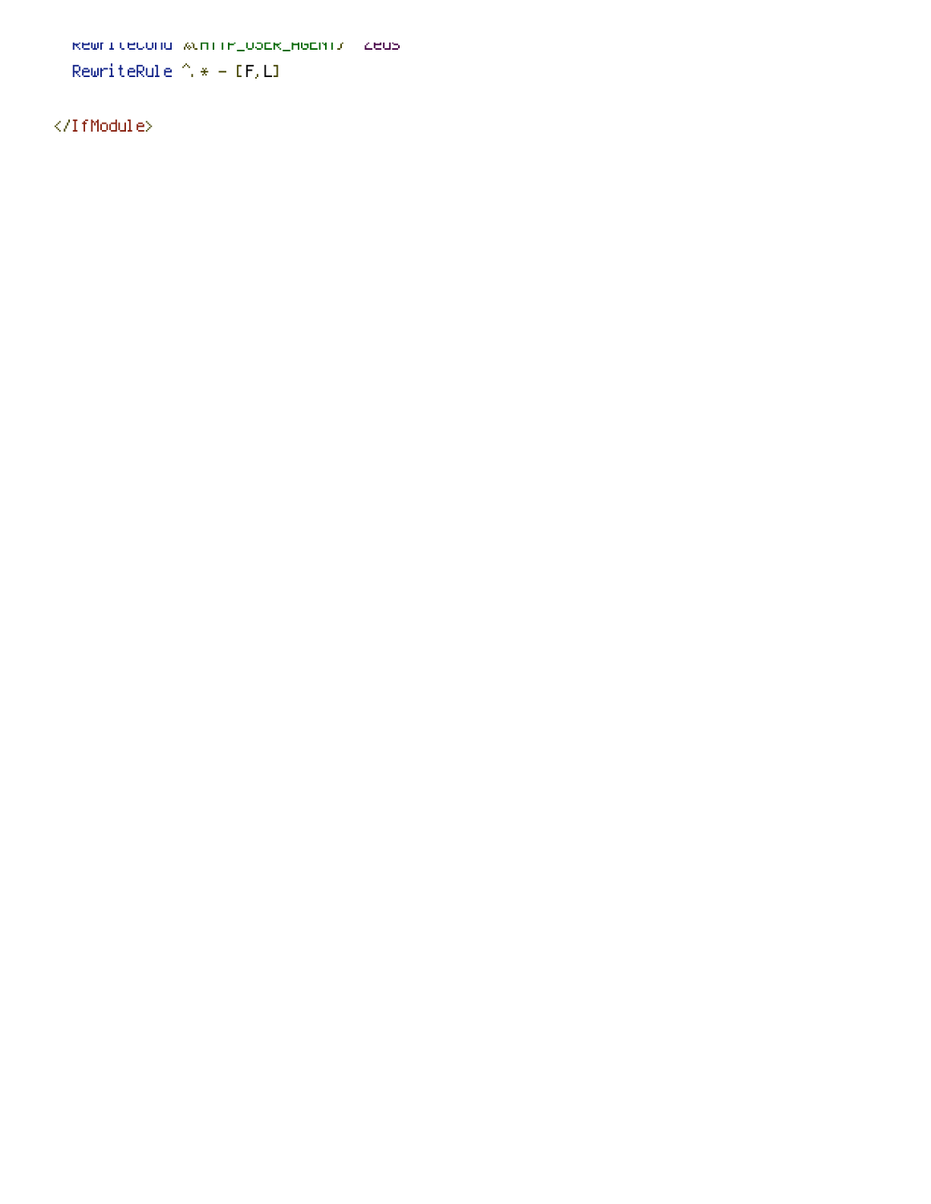```
  RewriteCond %{HTTP_USER_AGENT} ^Zeus
  RewriteRule ^.* - [F,L]

</IfModule>
```